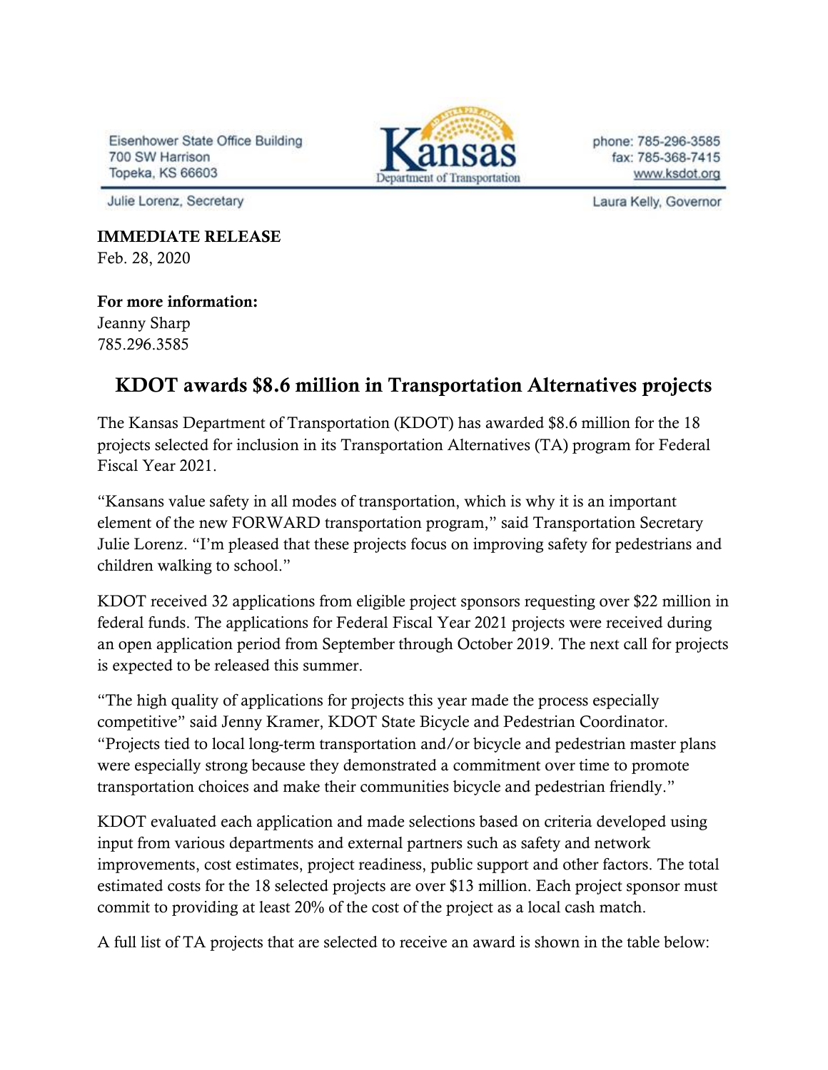Eisenhower State Office Building
700 SW Harrison
Topeka, KS 66603

Kansas Department of Transportation

phone: 785-296-3585
fax: 785-368-7415
www.ksdot.org

Julie Lorenz, Secretary

Laura Kelly, Governor

**IMMEDIATE RELEASE**
Feb. 28, 2020

**For more information:**
Jeanny Sharp
785.296.3585

## KDOT awards $8.6 million in Transportation Alternatives projects

The Kansas Department of Transportation (KDOT) has awarded $8.6 million for the 18 projects selected for inclusion in its Transportation Alternatives (TA) program for Federal Fiscal Year 2021.

"Kansans value safety in all modes of transportation, which is why it is an important element of the new FORWARD transportation program," said Transportation Secretary Julie Lorenz. "I'm pleased that these projects focus on improving safety for pedestrians and children walking to school."

KDOT received 32 applications from eligible project sponsors requesting over $22 million in federal funds. The applications for Federal Fiscal Year 2021 projects were received during an open application period from September through October 2019. The next call for projects is expected to be released this summer.

"The high quality of applications for projects this year made the process especially competitive" said Jenny Kramer, KDOT State Bicycle and Pedestrian Coordinator. "Projects tied to local long-term transportation and/or bicycle and pedestrian master plans were especially strong because they demonstrated a commitment over time to promote transportation choices and make their communities bicycle and pedestrian friendly."

KDOT evaluated each application and made selections based on criteria developed using input from various departments and external partners such as safety and network improvements, cost estimates, project readiness, public support and other factors. The total estimated costs for the 18 selected projects are over $13 million. Each project sponsor must commit to providing at least 20% of the cost of the project as a local cash match.

A full list of TA projects that are selected to receive an award is shown in the table below: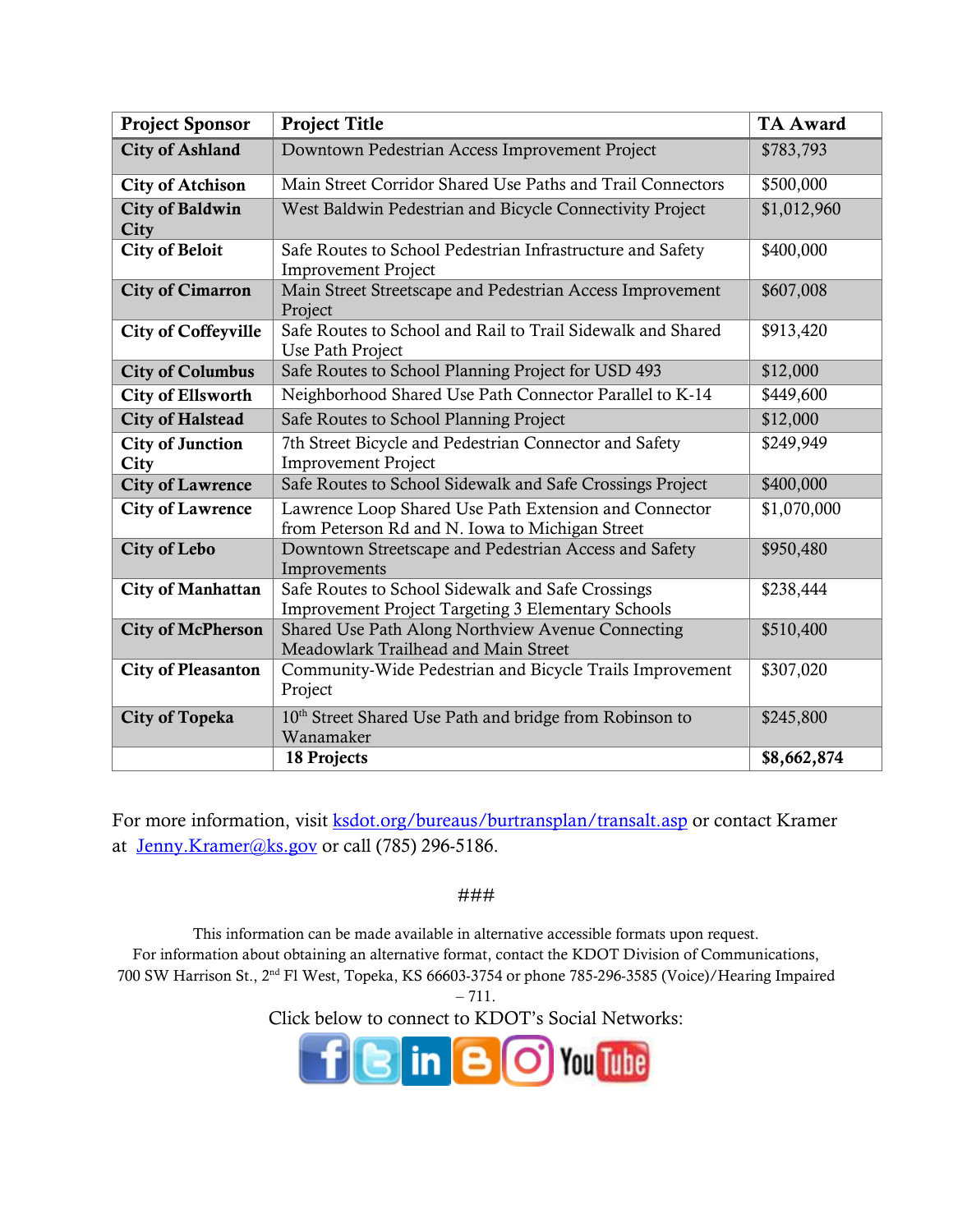| Project Sponsor | Project Title | TA Award |
|---|---|---|
| **City of Ashland** | Downtown Pedestrian Access Improvement Project | $783,793 |
| **City of Atchison** | Main Street Corridor Shared Use Paths and Trail Connectors | $500,000 |
| **City of Baldwin City** | West Baldwin Pedestrian and Bicycle Connectivity Project | $1,012,960 |
| **City of Beloit** | Safe Routes to School Pedestrian Infrastructure and Safety Improvement Project | $400,000 |
| **City of Cimarron** | Main Street Streetscape and Pedestrian Access Improvement Project | $607,008 |
| **City of Coffeyville** | Safe Routes to School and Rail to Trail Sidewalk and Shared Use Path Project | $913,420 |
| **City of Columbus** | Safe Routes to School Planning Project for USD 493 | $12,000 |
| **City of Ellsworth** | Neighborhood Shared Use Path Connector Parallel to K-14 | $449,600 |
| **City of Halstead** | Safe Routes to School Planning Project | $12,000 |
| **City of Junction City** | 7th Street Bicycle and Pedestrian Connector and Safety Improvement Project | $249,949 |
| **City of Lawrence** | Safe Routes to School Sidewalk and Safe Crossings Project | $400,000 |
| **City of Lawrence** | Lawrence Loop Shared Use Path Extension and Connector from Peterson Rd and N. Iowa to Michigan Street | $1,070,000 |
| **City of Lebo** | Downtown Streetscape and Pedestrian Access and Safety Improvements | $950,480 |
| **City of Manhattan** | Safe Routes to School Sidewalk and Safe Crossings Improvement Project Targeting 3 Elementary Schools | $238,444 |
| **City of McPherson** | Shared Use Path Along Northview Avenue Connecting Meadowlark Trailhead and Main Street | $510,400 |
| **City of Pleasanton** | Community-Wide Pedestrian and Bicycle Trails Improvement Project | $307,020 |
| **City of Topeka** | 10th Street Shared Use Path and bridge from Robinson to Wanamaker | $245,800 |
| | **18 Projects** | **$8,662,874** |

For more information, visit [ksdot.org/bureaus/burtransplan/transalt.asp](ksdot.org/bureaus/burtransplan/transalt.asp) or contact Kramer at [Jenny.Kramer@ks.gov](mailto:Jenny.Kramer@ks.gov) or call (785) 296-5186.

###

This information can be made available in alternative accessible formats upon request. For information about obtaining an alternative format, contact the KDOT Division of Communications, 700 SW Harrison St., 2nd Fl West, Topeka, KS 66603-3754 or phone 785-296-3585 (Voice)/Hearing Impaired – 711.

Click below to connect to KDOT's Social Networks: